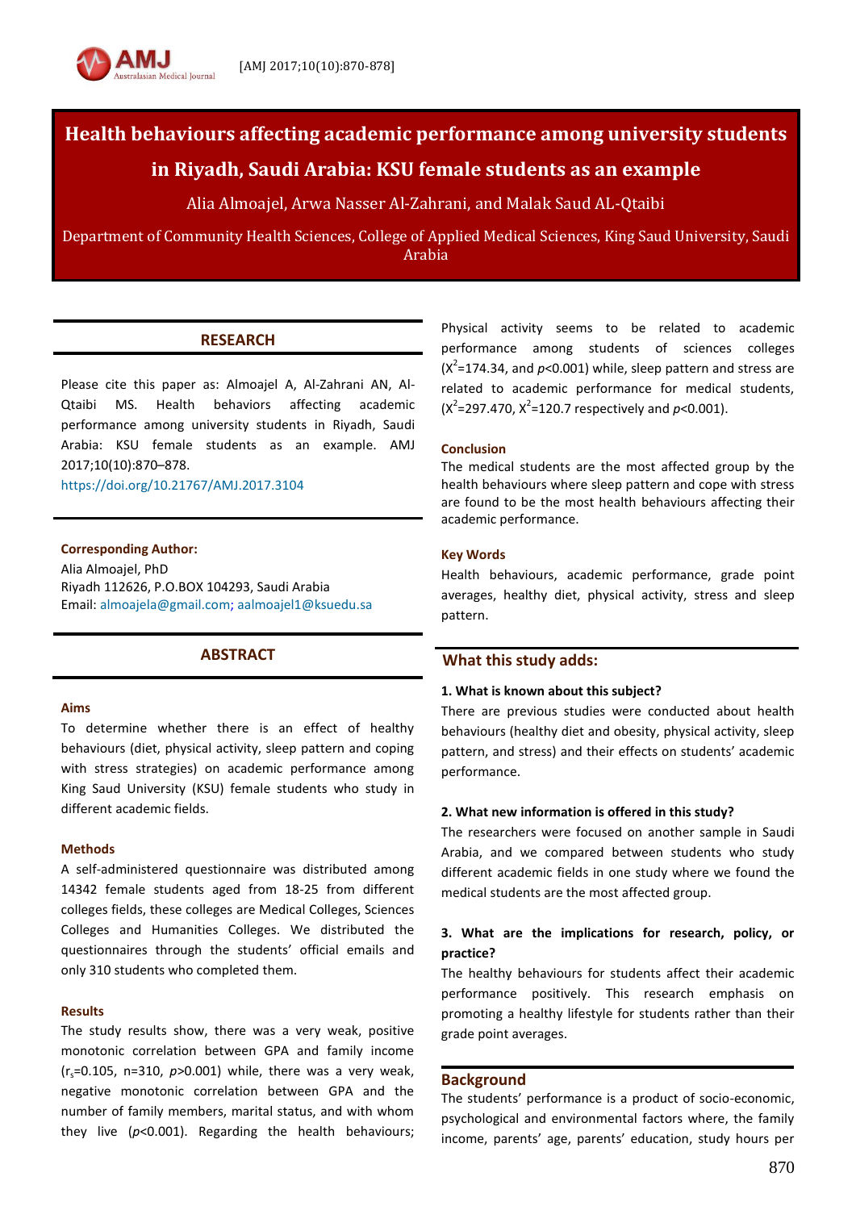# Health behaviours affecting academic performance among university students in Riyadh, Saudi Arabia: KSU female students as an example

Alia Almoajel, Arwa Nasser Al-Zahrani, and Malak Saud AL-Qtaibi

Department of Community Health Sciences, College of Applied Medical Sciences, King Saud University, Saudi Arabia

## RESEARCH

Please cite this paper as: Almoajel A, Al-Zahrani AN, Al-Qtaibi MS. Health behaviors affecting academic performance among university students in Riyadh, Saudi Arabia: KSU female students as an example. AMJ 2017;10(10):870–878.
https://doi.org/10.21767/AMJ.2017.3104

**Corresponding Author:**
Alia Almoajel, PhD
Riyadh 112626, P.O.BOX 104293, Saudi Arabia
Email: almoajela@gmail.com; aalmoajel1@ksuedu.sa

## ABSTRACT

### Aims

To determine whether there is an effect of healthy behaviours (diet, physical activity, sleep pattern and coping with stress strategies) on academic performance among King Saud University (KSU) female students who study in different academic fields.

### Methods

A self-administered questionnaire was distributed among 14342 female students aged from 18-25 from different colleges fields, these colleges are Medical Colleges, Sciences Colleges and Humanities Colleges. We distributed the questionnaires through the students' official emails and only 310 students who completed them.

### Results

The study results show, there was a very weak, positive monotonic correlation between GPA and family income ($r_s$=0.105, n=310, $p$>0.001) while, there was a very weak, negative monotonic correlation between GPA and the number of family members, marital status, and with whom they live ($p$<0.001). Regarding the health behaviours; Physical activity seems to be related to academic performance among students of sciences colleges ($X^2$=174.34, and $p$<0.001) while, sleep pattern and stress are related to academic performance for medical students, ($X^2$=297.470, $X^2$=120.7 respectively and $p$<0.001).

### Conclusion

The medical students are the most affected group by the health behaviours where sleep pattern and cope with stress are found to be the most health behaviours affecting their academic performance.

### Key Words

Health behaviours, academic performance, grade point averages, healthy diet, physical activity, stress and sleep pattern.

## What this study adds:

**1. What is known about this subject?**

There are previous studies were conducted about health behaviours (healthy diet and obesity, physical activity, sleep pattern, and stress) and their effects on students' academic performance.

**2. What new information is offered in this study?**

The researchers were focused on another sample in Saudi Arabia, and we compared between students who study different academic fields in one study where we found the medical students are the most affected group.

**3. What are the implications for research, policy, or practice?**

The healthy behaviours for students affect their academic performance positively. This research emphasis on promoting a healthy lifestyle for students rather than their grade point averages.

## Background

The students' performance is a product of socio-economic, psychological and environmental factors where, the family income, parents' age, parents' education, study hours per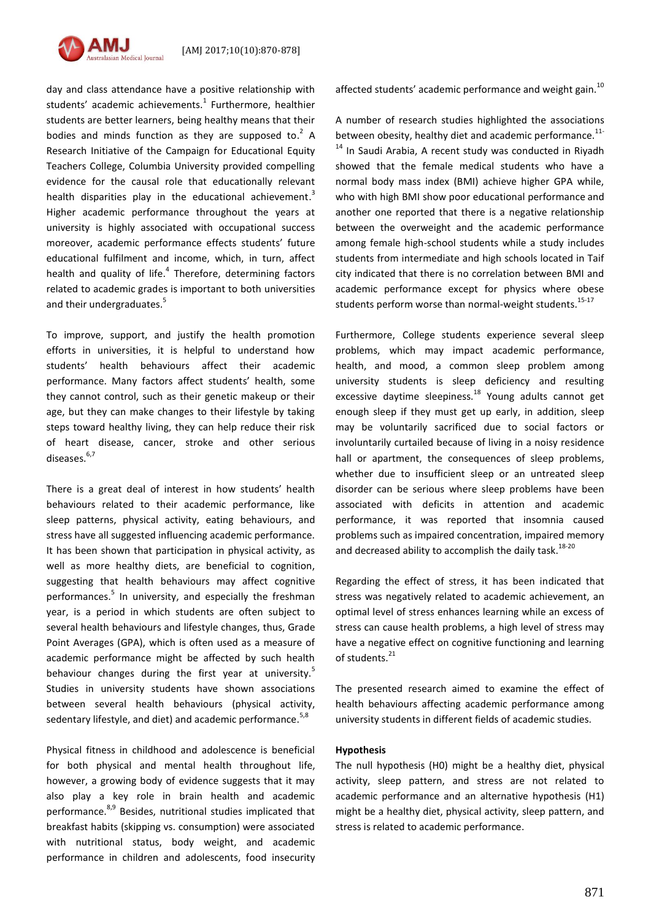day and class attendance have a positive relationship with students' academic achievements.[1] Furthermore, healthier students are better learners, being healthy means that their bodies and minds function as they are supposed to.[2] A Research Initiative of the Campaign for Educational Equity Teachers College, Columbia University provided compelling evidence for the causal role that educationally relevant health disparities play in the educational achievement.[3] Higher academic performance throughout the years at university is highly associated with occupational success moreover, academic performance effects students' future educational fulfilment and income, which, in turn, affect health and quality of life.[4] Therefore, determining factors related to academic grades is important to both universities and their undergraduates.[5]

To improve, support, and justify the health promotion efforts in universities, it is helpful to understand how students' health behaviours affect their academic performance. Many factors affect students' health, some they cannot control, such as their genetic makeup or their age, but they can make changes to their lifestyle by taking steps toward healthy living, they can help reduce their risk of heart disease, cancer, stroke and other serious diseases.[6,7]

There is a great deal of interest in how students' health behaviours related to their academic performance, like sleep patterns, physical activity, eating behaviours, and stress have all suggested influencing academic performance. It has been shown that participation in physical activity, as well as more healthy diets, are beneficial to cognition, suggesting that health behaviours may affect cognitive performances.[5] In university, and especially the freshman year, is a period in which students are often subject to several health behaviours and lifestyle changes, thus, Grade Point Averages (GPA), which is often used as a measure of academic performance might be affected by such health behaviour changes during the first year at university.[5] Studies in university students have shown associations between several health behaviours (physical activity, sedentary lifestyle, and diet) and academic performance.[5,8]

Physical fitness in childhood and adolescence is beneficial for both physical and mental health throughout life, however, a growing body of evidence suggests that it may also play a key role in brain health and academic performance.[8,9] Besides, nutritional studies implicated that breakfast habits (skipping vs. consumption) were associated with nutritional status, body weight, and academic performance in children and adolescents, food insecurity affected students' academic performance and weight gain.[10]

A number of research studies highlighted the associations between obesity, healthy diet and academic performance.[11-14] In Saudi Arabia, A recent study was conducted in Riyadh showed that the female medical students who have a normal body mass index (BMI) achieve higher GPA while, who with high BMI show poor educational performance and another one reported that there is a negative relationship between the overweight and the academic performance among female high-school students while a study includes students from intermediate and high schools located in Taif city indicated that there is no correlation between BMI and academic performance except for physics where obese students perform worse than normal-weight students.[15-17]

Furthermore, College students experience several sleep problems, which may impact academic performance, health, and mood, a common sleep problem among university students is sleep deficiency and resulting excessive daytime sleepiness.[18] Young adults cannot get enough sleep if they must get up early, in addition, sleep may be voluntarily sacrificed due to social factors or involuntarily curtailed because of living in a noisy residence hall or apartment, the consequences of sleep problems, whether due to insufficient sleep or an untreated sleep disorder can be serious where sleep problems have been associated with deficits in attention and academic performance, it was reported that insomnia caused problems such as impaired concentration, impaired memory and decreased ability to accomplish the daily task.[18-20]

Regarding the effect of stress, it has been indicated that stress was negatively related to academic achievement, an optimal level of stress enhances learning while an excess of stress can cause health problems, a high level of stress may have a negative effect on cognitive functioning and learning of students.[21]

The presented research aimed to examine the effect of health behaviours affecting academic performance among university students in different fields of academic studies.

**Hypothesis**

The null hypothesis (H0) might be a healthy diet, physical activity, sleep pattern, and stress are not related to academic performance and an alternative hypothesis (H1) might be a healthy diet, physical activity, sleep pattern, and stress is related to academic performance.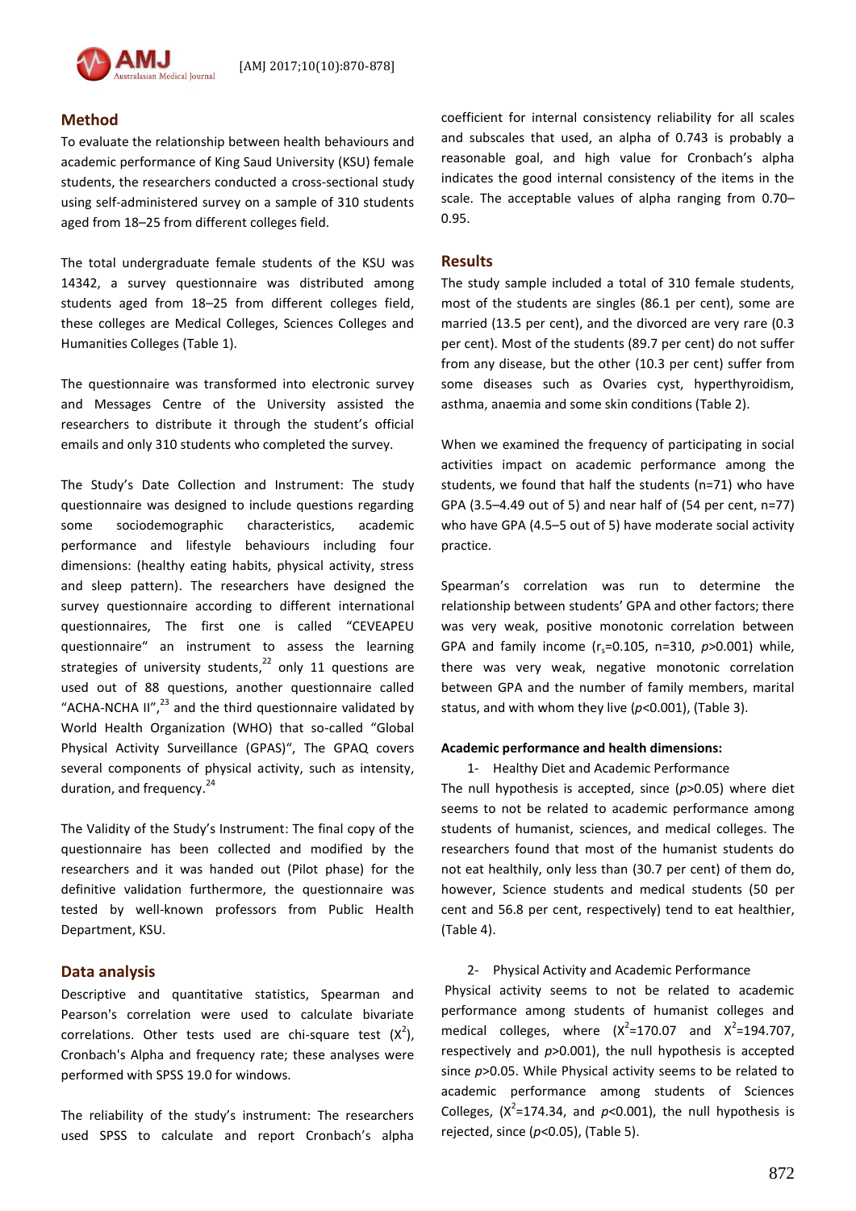## Method

To evaluate the relationship between health behaviours and academic performance of King Saud University (KSU) female students, the researchers conducted a cross-sectional study using self-administered survey on a sample of 310 students aged from 18–25 from different colleges field.

The total undergraduate female students of the KSU was 14342, a survey questionnaire was distributed among students aged from 18–25 from different colleges field, these colleges are Medical Colleges, Sciences Colleges and Humanities Colleges (Table 1).

The questionnaire was transformed into electronic survey and Messages Centre of the University assisted the researchers to distribute it through the student's official emails and only 310 students who completed the survey.

The Study's Date Collection and Instrument: The study questionnaire was designed to include questions regarding some sociodemographic characteristics, academic performance and lifestyle behaviours including four dimensions: (healthy eating habits, physical activity, stress and sleep pattern). The researchers have designed the survey questionnaire according to different international questionnaires, The first one is called "CEVEAPEU questionnaire" an instrument to assess the learning strategies of university students,[22] only 11 questions are used out of 88 questions, another questionnaire called "ACHA-NCHA II",[23] and the third questionnaire validated by World Health Organization (WHO) that so-called "Global Physical Activity Surveillance (GPAS)", The GPAQ covers several components of physical activity, such as intensity, duration, and frequency.[24]

The Validity of the Study's Instrument: The final copy of the questionnaire has been collected and modified by the researchers and it was handed out (Pilot phase) for the definitive validation furthermore, the questionnaire was tested by well-known professors from Public Health Department, KSU.

## Data analysis

Descriptive and quantitative statistics, Spearman and Pearson's correlation were used to calculate bivariate correlations. Other tests used are chi-square test ($X^2$), Cronbach's Alpha and frequency rate; these analyses were performed with SPSS 19.0 for windows.

The reliability of the study's instrument: The researchers used SPSS to calculate and report Cronbach's alpha coefficient for internal consistency reliability for all scales and subscales that used, an alpha of 0.743 is probably a reasonable goal, and high value for Cronbach's alpha indicates the good internal consistency of the items in the scale. The acceptable values of alpha ranging from 0.70–0.95.

## Results

The study sample included a total of 310 female students, most of the students are singles (86.1 per cent), some are married (13.5 per cent), and the divorced are very rare (0.3 per cent). Most of the students (89.7 per cent) do not suffer from any disease, but the other (10.3 per cent) suffer from some diseases such as Ovaries cyst, hyperthyroidism, asthma, anaemia and some skin conditions (Table 2).

When we examined the frequency of participating in social activities impact on academic performance among the students, we found that half the students (n=71) who have GPA (3.5–4.49 out of 5) and near half of (54 per cent, n=77) who have GPA (4.5–5 out of 5) have moderate social activity practice.

Spearman's correlation was run to determine the relationship between students' GPA and other factors; there was very weak, positive monotonic correlation between GPA and family income ($r_s$=0.105, n=310, $p$>0.001) while, there was very weak, negative monotonic correlation between GPA and the number of family members, marital status, and with whom they live ($p$<0.001), (Table 3).

**Academic performance and health dimensions:**

1- Healthy Diet and Academic Performance

The null hypothesis is accepted, since ($p$>0.05) where diet seems to not be related to academic performance among students of humanist, sciences, and medical colleges. The researchers found that most of the humanist students do not eat healthily, only less than (30.7 per cent) of them do, however, Science students and medical students (50 per cent and 56.8 per cent, respectively) tend to eat healthier, (Table 4).

2- Physical Activity and Academic Performance

Physical activity seems to not be related to academic performance among students of humanist colleges and medical colleges, where ($X^2$=170.07 and $X^2$=194.707, respectively and $p$>0.001), the null hypothesis is accepted since $p$>0.05. While Physical activity seems to be related to academic performance among students of Sciences Colleges, ($X^2$=174.34, and $p$<0.001), the null hypothesis is rejected, since ($p$<0.05), (Table 5).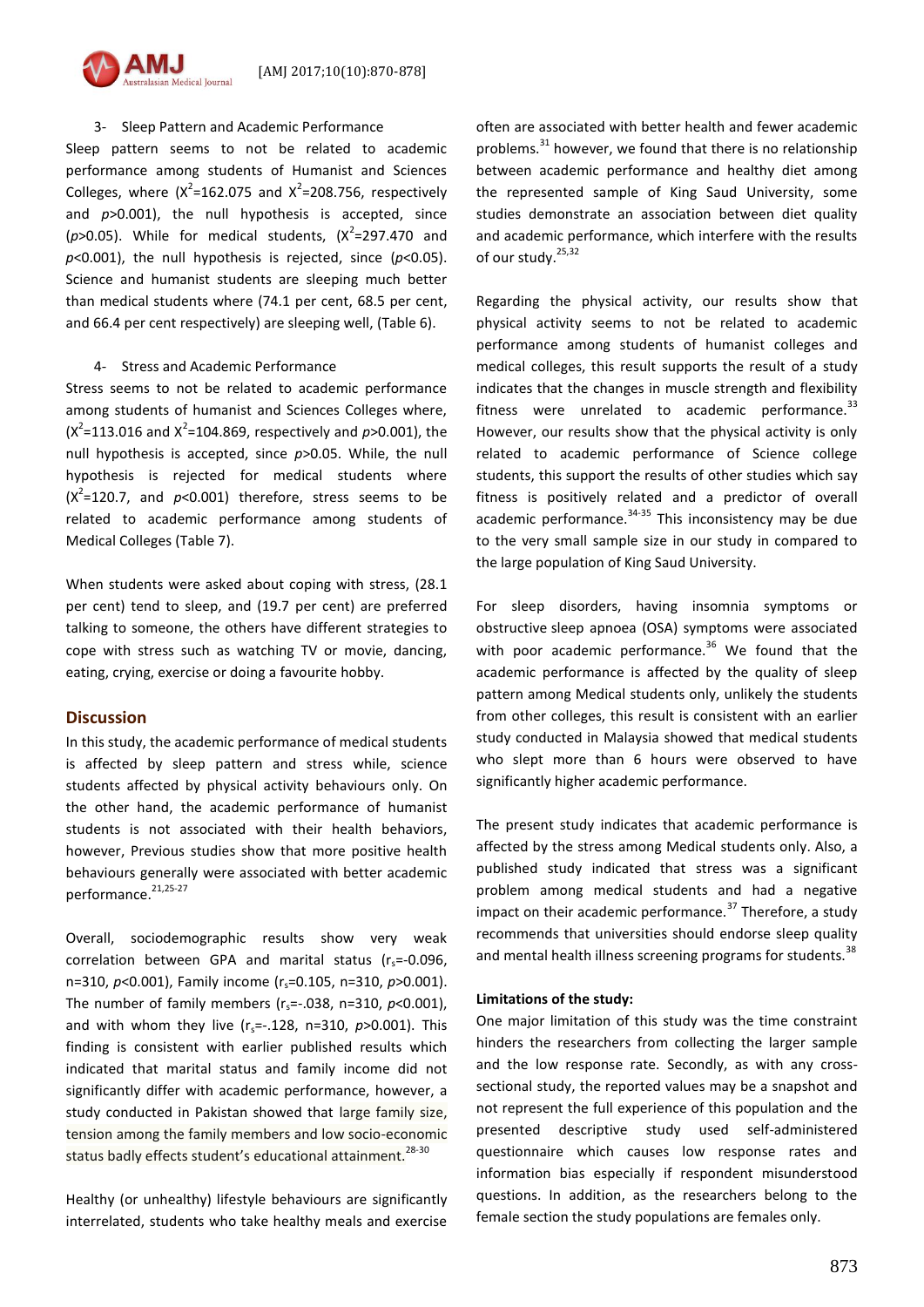3- Sleep Pattern and Academic Performance

Sleep pattern seems to not be related to academic performance among students of Humanist and Sciences Colleges, where ($X^2$=162.075 and $X^2$=208.756, respectively and $p$>0.001), the null hypothesis is accepted, since ($p$>0.05). While for medical students, ($X^2$=297.470 and $p$<0.001), the null hypothesis is rejected, since ($p$<0.05). Science and humanist students are sleeping much better than medical students where (74.1 per cent, 68.5 per cent, and 66.4 per cent respectively) are sleeping well, (Table 6).

4- Stress and Academic Performance

Stress seems to not be related to academic performance among students of humanist and Sciences Colleges where, ($X^2$=113.016 and $X^2$=104.869, respectively and $p$>0.001), the null hypothesis is accepted, since $p$>0.05. While, the null hypothesis is rejected for medical students where ($X^2$=120.7, and $p$<0.001) therefore, stress seems to be related to academic performance among students of Medical Colleges (Table 7).

When students were asked about coping with stress, (28.1 per cent) tend to sleep, and (19.7 per cent) are preferred talking to someone, the others have different strategies to cope with stress such as watching TV or movie, dancing, eating, crying, exercise or doing a favourite hobby.

## Discussion

In this study, the academic performance of medical students is affected by sleep pattern and stress while, science students affected by physical activity behaviours only. On the other hand, the academic performance of humanist students is not associated with their health behaviors, however, Previous studies show that more positive health behaviours generally were associated with better academic performance.[21,25-27]

Overall, sociodemographic results show very weak correlation between GPA and marital status ($r_s$=-0.096, n=310, $p$<0.001), Family income ($r_s$=0.105, n=310, $p$>0.001). The number of family members ($r_s$=-.038, n=310, $p$<0.001), and with whom they live ($r_s$=-.128, n=310, $p$>0.001). This finding is consistent with earlier published results which indicated that marital status and family income did not significantly differ with academic performance, however, a study conducted in Pakistan showed that large family size, tension among the family members and low socio-economic status badly effects student's educational attainment.[28-30]

Healthy (or unhealthy) lifestyle behaviours are significantly interrelated, students who take healthy meals and exercise often are associated with better health and fewer academic problems.[31] however, we found that there is no relationship between academic performance and healthy diet among the represented sample of King Saud University, some studies demonstrate an association between diet quality and academic performance, which interfere with the results of our study.[25,32]

Regarding the physical activity, our results show that physical activity seems to not be related to academic performance among students of humanist colleges and medical colleges, this result supports the result of a study indicates that the changes in muscle strength and flexibility fitness were unrelated to academic performance.[33] However, our results show that the physical activity is only related to academic performance of Science college students, this support the results of other studies which say fitness is positively related and a predictor of overall academic performance.[34-35] This inconsistency may be due to the very small sample size in our study in compared to the large population of King Saud University.

For sleep disorders, having insomnia symptoms or obstructive sleep apnoea (OSA) symptoms were associated with poor academic performance.[36] We found that the academic performance is affected by the quality of sleep pattern among Medical students only, unlikely the students from other colleges, this result is consistent with an earlier study conducted in Malaysia showed that medical students who slept more than 6 hours were observed to have significantly higher academic performance.

The present study indicates that academic performance is affected by the stress among Medical students only. Also, a published study indicated that stress was a significant problem among medical students and had a negative impact on their academic performance.[37] Therefore, a study recommends that universities should endorse sleep quality and mental health illness screening programs for students.[38]

**Limitations of the study:**

One major limitation of this study was the time constraint hinders the researchers from collecting the larger sample and the low response rate. Secondly, as with any cross-sectional study, the reported values may be a snapshot and not represent the full experience of this population and the presented descriptive study used self-administered questionnaire which causes low response rates and information bias especially if respondent misunderstood questions. In addition, as the researchers belong to the female section the study populations are females only.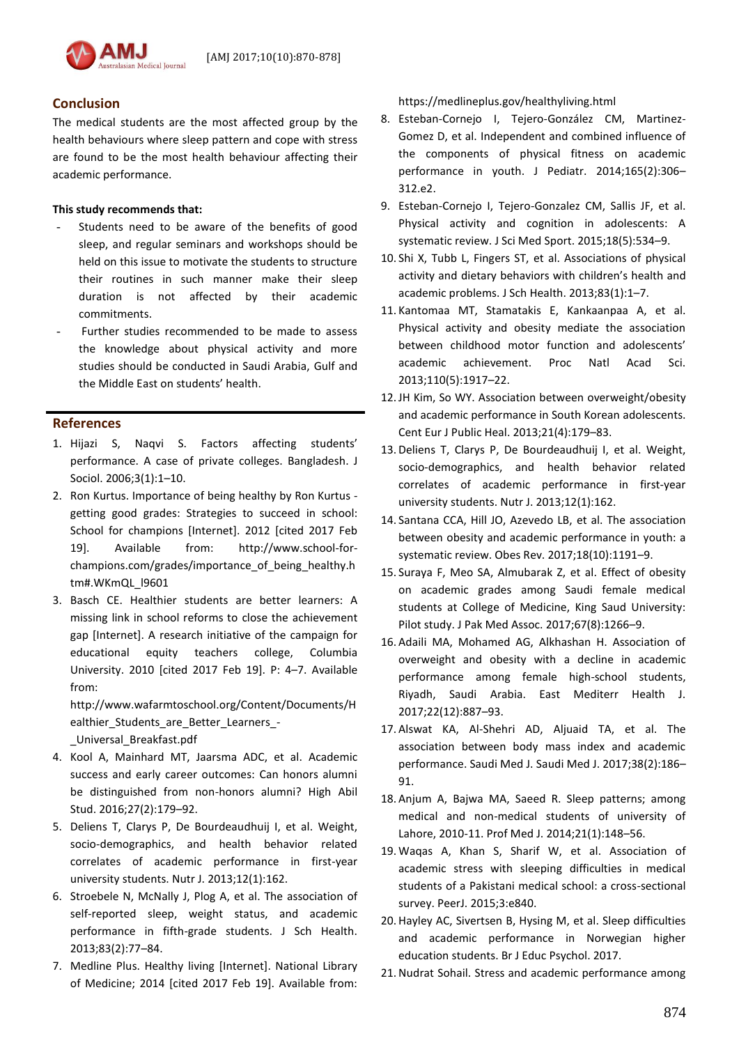## Conclusion

The medical students are the most affected group by the health behaviours where sleep pattern and cope with stress are found to be the most health behaviour affecting their academic performance.

**This study recommends that:**

- Students need to be aware of the benefits of good sleep, and regular seminars and workshops should be held on this issue to motivate the students to structure their routines in such manner make their sleep duration is not affected by their academic commitments.
- Further studies recommended to be made to assess the knowledge about physical activity and more studies should be conducted in Saudi Arabia, Gulf and the Middle East on students' health.

## References

1. Hijazi S, Naqvi S. Factors affecting students' performance. A case of private colleges. Bangladesh. J Sociol. 2006;3(1):1–10.
2. Ron Kurtus. Importance of being healthy by Ron Kurtus - getting good grades: Strategies to succeed in school: School for champions [Internet]. 2012 [cited 2017 Feb 19]. Available from: http://www.school-for-champions.com/grades/importance_of_being_healthy.htm#.WKmQL_l9601
3. Basch CE. Healthier students are better learners: A missing link in school reforms to close the achievement gap [Internet]. A research initiative of the campaign for educational equity teachers college, Columbia University. 2010 [cited 2017 Feb 19]. P: 4–7. Available from: http://www.wafarmtoschool.org/Content/Documents/Healthier_Students_are_Better_Learners_-_Universal_Breakfast.pdf
4. Kool A, Mainhard MT, Jaarsma ADC, et al. Academic success and early career outcomes: Can honors alumni be distinguished from non-honors alumni? High Abil Stud. 2016;27(2):179–92.
5. Deliens T, Clarys P, De Bourdeaudhuij I, et al. Weight, socio-demographics, and health behavior related correlates of academic performance in first-year university students. Nutr J. 2013;12(1):162.
6. Stroebele N, McNally J, Plog A, et al. The association of self-reported sleep, weight status, and academic performance in fifth-grade students. J Sch Health. 2013;83(2):77–84.
7. Medline Plus. Healthy living [Internet]. National Library of Medicine; 2014 [cited 2017 Feb 19]. Available from: https://medlineplus.gov/healthyliving.html
8. Esteban-Cornejo I, Tejero-González CM, Martinez-Gomez D, et al. Independent and combined influence of the components of physical fitness on academic performance in youth. J Pediatr. 2014;165(2):306–312.e2.
9. Esteban-Cornejo I, Tejero-Gonzalez CM, Sallis JF, et al. Physical activity and cognition in adolescents: A systematic review. J Sci Med Sport. 2015;18(5):534–9.
10. Shi X, Tubb L, Fingers ST, et al. Associations of physical activity and dietary behaviors with children's health and academic problems. J Sch Health. 2013;83(1):1–7.
11. Kantomaa MT, Stamatakis E, Kankaanpaa A, et al. Physical activity and obesity mediate the association between childhood motor function and adolescents' academic achievement. Proc Natl Acad Sci. 2013;110(5):1917–22.
12. JH Kim, So WY. Association between overweight/obesity and academic performance in South Korean adolescents. Cent Eur J Public Heal. 2013;21(4):179–83.
13. Deliens T, Clarys P, De Bourdeaudhuij I, et al. Weight, socio-demographics, and health behavior related correlates of academic performance in first-year university students. Nutr J. 2013;12(1):162.
14. Santana CCA, Hill JO, Azevedo LB, et al. The association between obesity and academic performance in youth: a systematic review. Obes Rev. 2017;18(10):1191–9.
15. Suraya F, Meo SA, Almubarak Z, et al. Effect of obesity on academic grades among Saudi female medical students at College of Medicine, King Saud University: Pilot study. J Pak Med Assoc. 2017;67(8):1266–9.
16. Adaili MA, Mohamed AG, Alkhashan H. Association of overweight and obesity with a decline in academic performance among female high-school students, Riyadh, Saudi Arabia. East Mediterr Health J. 2017;22(12):887–93.
17. Alswat KA, Al-Shehri AD, Aljuaid TA, et al. The association between body mass index and academic performance. Saudi Med J. Saudi Med J. 2017;38(2):186–91.
18. Anjum A, Bajwa MA, Saeed R. Sleep patterns; among medical and non-medical students of university of Lahore, 2010-11. Prof Med J. 2014;21(1):148–56.
19. Waqas A, Khan S, Sharif W, et al. Association of academic stress with sleeping difficulties in medical students of a Pakistani medical school: a cross-sectional survey. PeerJ. 2015;3:e840.
20. Hayley AC, Sivertsen B, Hysing M, et al. Sleep difficulties and academic performance in Norwegian higher education students. Br J Educ Psychol. 2017.
21. Nudrat Sohail. Stress and academic performance among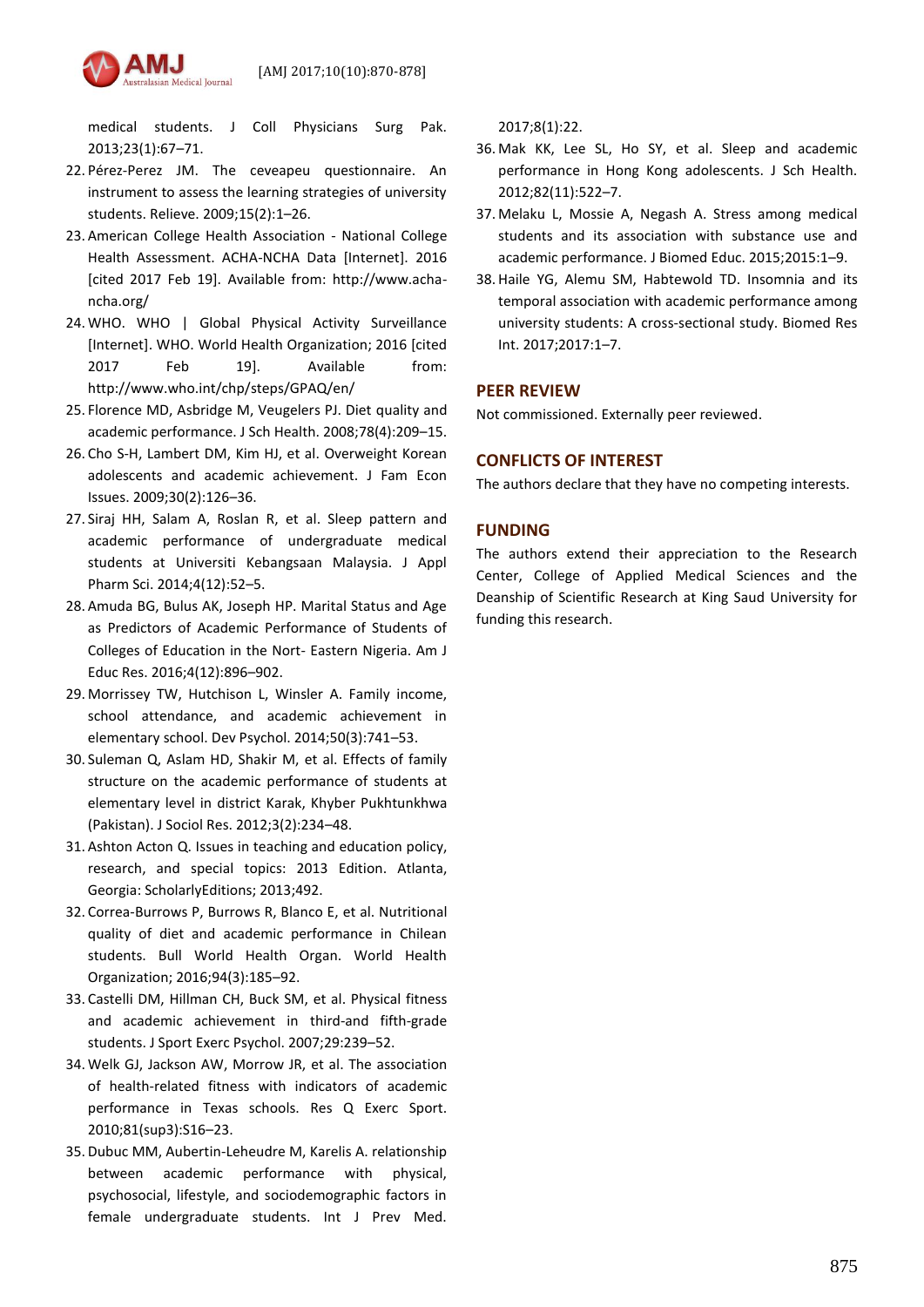medical students. J Coll Physicians Surg Pak. 2013;23(1):67–71.

22. Pérez-Perez JM. The ceveapeu questionnaire. An instrument to assess the learning strategies of university students. Relieve. 2009;15(2):1–26.
23. American College Health Association - National College Health Assessment. ACHA-NCHA Data [Internet]. 2016 [cited 2017 Feb 19]. Available from: http://www.acha-ncha.org/
24. WHO. WHO | Global Physical Activity Surveillance [Internet]. WHO. World Health Organization; 2016 [cited 2017 Feb 19]. Available from: http://www.who.int/chp/steps/GPAQ/en/
25. Florence MD, Asbridge M, Veugelers PJ. Diet quality and academic performance. J Sch Health. 2008;78(4):209–15.
26. Cho S-H, Lambert DM, Kim HJ, et al. Overweight Korean adolescents and academic achievement. J Fam Econ Issues. 2009;30(2):126–36.
27. Siraj HH, Salam A, Roslan R, et al. Sleep pattern and academic performance of undergraduate medical students at Universiti Kebangsaan Malaysia. J Appl Pharm Sci. 2014;4(12):52–5.
28. Amuda BG, Bulus AK, Joseph HP. Marital Status and Age as Predictors of Academic Performance of Students of Colleges of Education in the Nort- Eastern Nigeria. Am J Educ Res. 2016;4(12):896–902.
29. Morrissey TW, Hutchison L, Winsler A. Family income, school attendance, and academic achievement in elementary school. Dev Psychol. 2014;50(3):741–53.
30. Suleman Q, Aslam HD, Shakir M, et al. Effects of family structure on the academic performance of students at elementary level in district Karak, Khyber Pukhtunkhwa (Pakistan). J Sociol Res. 2012;3(2):234–48.
31. Ashton Acton Q. Issues in teaching and education policy, research, and special topics: 2013 Edition. Atlanta, Georgia: ScholarlyEditions; 2013;492.
32. Correa-Burrows P, Burrows R, Blanco E, et al. Nutritional quality of diet and academic performance in Chilean students. Bull World Health Organ. World Health Organization; 2016;94(3):185–92.
33. Castelli DM, Hillman CH, Buck SM, et al. Physical fitness and academic achievement in third-and fifth-grade students. J Sport Exerc Psychol. 2007;29:239–52.
34. Welk GJ, Jackson AW, Morrow JR, et al. The association of health-related fitness with indicators of academic performance in Texas schools. Res Q Exerc Sport. 2010;81(sup3):S16–23.
35. Dubuc MM, Aubertin-Leheudre M, Karelis A. relationship between academic performance with physical, psychosocial, lifestyle, and sociodemographic factors in female undergraduate students. Int J Prev Med. 2017;8(1):22.
36. Mak KK, Lee SL, Ho SY, et al. Sleep and academic performance in Hong Kong adolescents. J Sch Health. 2012;82(11):522–7.
37. Melaku L, Mossie A, Negash A. Stress among medical students and its association with substance use and academic performance. J Biomed Educ. 2015;2015:1–9.
38. Haile YG, Alemu SM, Habtewold TD. Insomnia and its temporal association with academic performance among university students: A cross-sectional study. Biomed Res Int. 2017;2017:1–7.

## PEER REVIEW

Not commissioned. Externally peer reviewed.

## CONFLICTS OF INTEREST

The authors declare that they have no competing interests.

## FUNDING

The authors extend their appreciation to the Research Center, College of Applied Medical Sciences and the Deanship of Scientific Research at King Saud University for funding this research.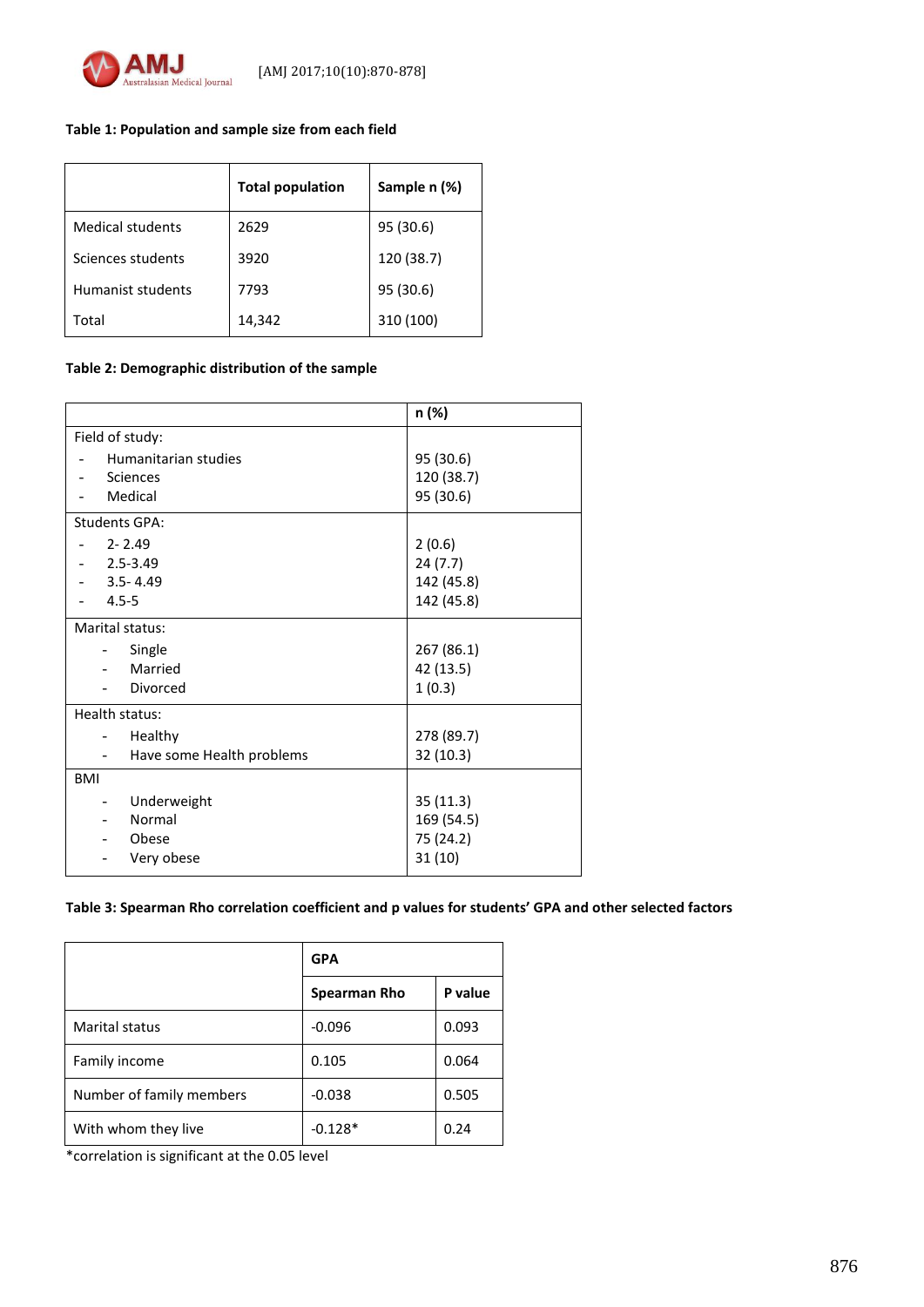**Table 1: Population and sample size from each field**

| | Total population | Sample n (%) |
|---|---|---|
| Medical students | 2629 | 95 (30.6) |
| Sciences students | 3920 | 120 (38.7) |
| Humanist students | 7793 | 95 (30.6) |
| Total | 14,342 | 310 (100) |

**Table 2: Demographic distribution of the sample**

| | n (%) |
|---|---|
| Field of study: | |
| - Humanitarian studies | 95 (30.6) |
| - Sciences | 120 (38.7) |
| - Medical | 95 (30.6) |
| Students GPA: | |
| - 2- 2.49 | 2 (0.6) |
| - 2.5-3.49 | 24 (7.7) |
| - 3.5- 4.49 | 142 (45.8) |
| - 4.5-5 | 142 (45.8) |
| Marital status: | |
| - Single | 267 (86.1) |
| - Married | 42 (13.5) |
| - Divorced | 1 (0.3) |
| Health status: | |
| - Healthy | 278 (89.7) |
| - Have some Health problems | 32 (10.3) |
| BMI | |
| - Underweight | 35 (11.3) |
| - Normal | 169 (54.5) |
| - Obese | 75 (24.2) |
| - Very obese | 31 (10) |

**Table 3: Spearman Rho correlation coefficient and p values for students' GPA and other selected factors**

| | GPA | |
|---|---|---|
| | Spearman Rho | P value |
| Marital status | -0.096 | 0.093 |
| Family income | 0.105 | 0.064 |
| Number of family members | -0.038 | 0.505 |
| With whom they live | -0.128* | 0.24 |

*correlation is significant at the 0.05 level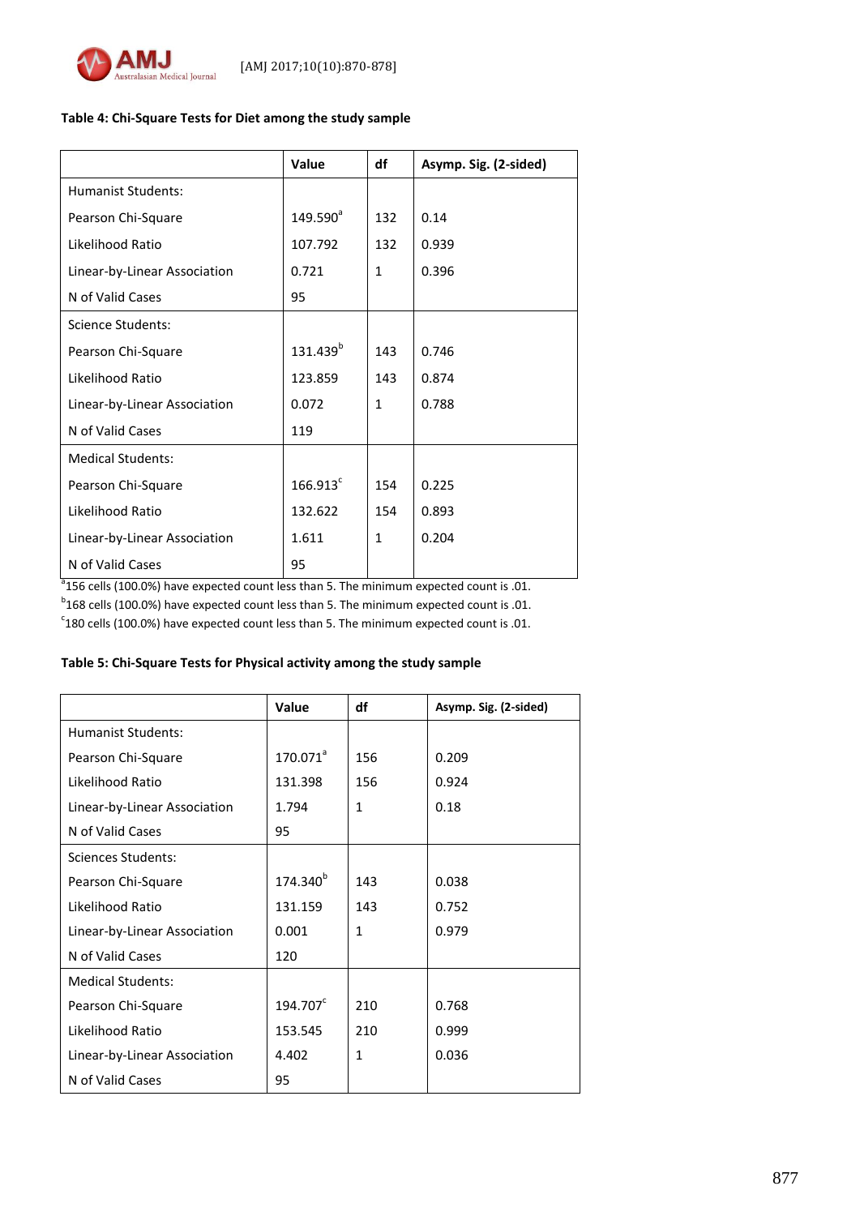**Table 4: Chi-Square Tests for Diet among the study sample**

| | Value | df | Asymp. Sig. (2-sided) |
|---|---|---|---|
| Humanist Students: | | | |
| Pearson Chi-Square | 149.590[a] | 132 | 0.14 |
| Likelihood Ratio | 107.792 | 132 | 0.939 |
| Linear-by-Linear Association | 0.721 | 1 | 0.396 |
| N of Valid Cases | 95 | | |
| Science Students: | | | |
| Pearson Chi-Square | 131.439[b] | 143 | 0.746 |
| Likelihood Ratio | 123.859 | 143 | 0.874 |
| Linear-by-Linear Association | 0.072 | 1 | 0.788 |
| N of Valid Cases | 119 | | |
| Medical Students: | | | |
| Pearson Chi-Square | 166.913[c] | 154 | 0.225 |
| Likelihood Ratio | 132.622 | 154 | 0.893 |
| Linear-by-Linear Association | 1.611 | 1 | 0.204 |
| N of Valid Cases | 95 | | |

[a]156 cells (100.0%) have expected count less than 5. The minimum expected count is .01.
[b]168 cells (100.0%) have expected count less than 5. The minimum expected count is .01.
[c]180 cells (100.0%) have expected count less than 5. The minimum expected count is .01.

**Table 5: Chi-Square Tests for Physical activity among the study sample**

| | Value | df | Asymp. Sig. (2-sided) |
|---|---|---|---|
| Humanist Students: | | | |
| Pearson Chi-Square | 170.071[a] | 156 | 0.209 |
| Likelihood Ratio | 131.398 | 156 | 0.924 |
| Linear-by-Linear Association | 1.794 | 1 | 0.18 |
| N of Valid Cases | 95 | | |
| Sciences Students: | | | |
| Pearson Chi-Square | 174.340[b] | 143 | 0.038 |
| Likelihood Ratio | 131.159 | 143 | 0.752 |
| Linear-by-Linear Association | 0.001 | 1 | 0.979 |
| N of Valid Cases | 120 | | |
| Medical Students: | | | |
| Pearson Chi-Square | 194.707[c] | 210 | 0.768 |
| Likelihood Ratio | 153.545 | 210 | 0.999 |
| Linear-by-Linear Association | 4.402 | 1 | 0.036 |
| N of Valid Cases | 95 | | |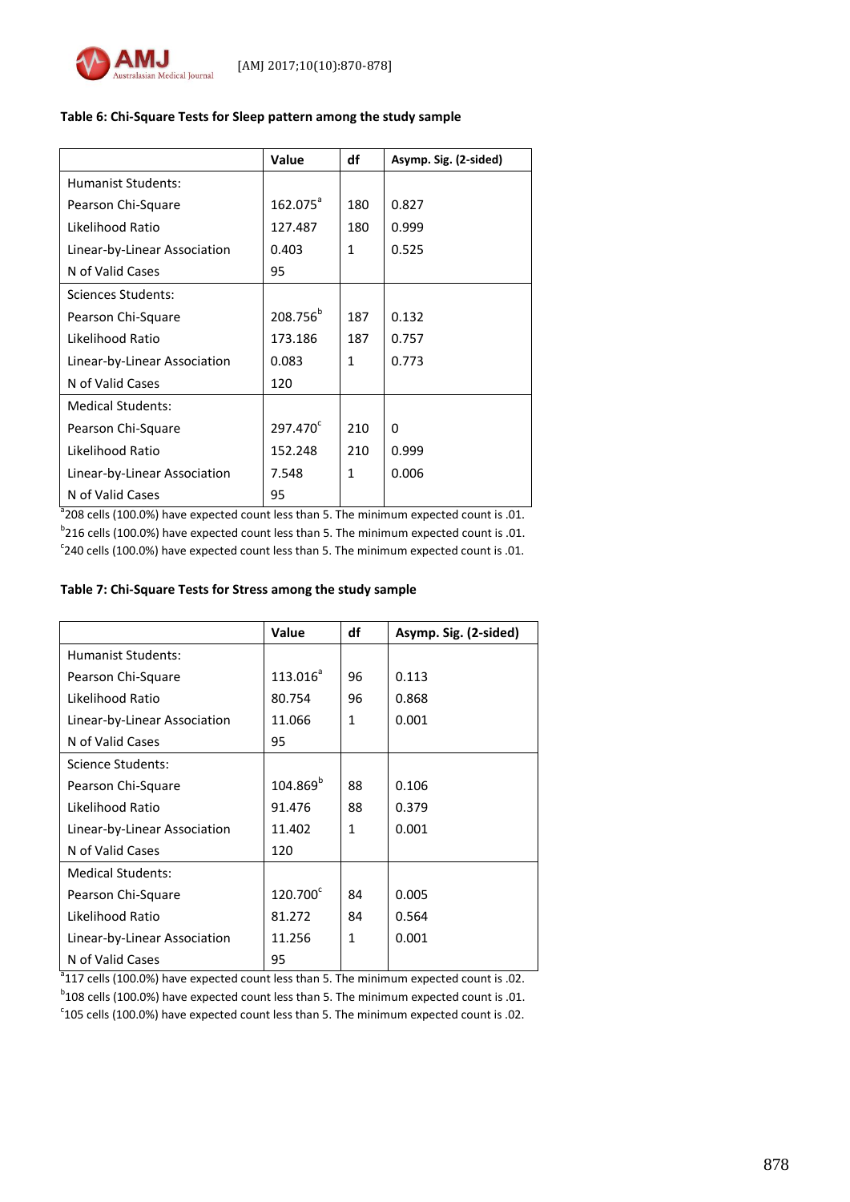**Table 6: Chi-Square Tests for Sleep pattern among the study sample**

| | Value | df | Asymp. Sig. (2-sided) |
|---|---|---|---|
| Humanist Students: | | | |
| Pearson Chi-Square | 162.075[a] | 180 | 0.827 |
| Likelihood Ratio | 127.487 | 180 | 0.999 |
| Linear-by-Linear Association | 0.403 | 1 | 0.525 |
| N of Valid Cases | 95 | | |
| Sciences Students: | | | |
| Pearson Chi-Square | 208.756[b] | 187 | 0.132 |
| Likelihood Ratio | 173.186 | 187 | 0.757 |
| Linear-by-Linear Association | 0.083 | 1 | 0.773 |
| N of Valid Cases | 120 | | |
| Medical Students: | | | |
| Pearson Chi-Square | 297.470[c] | 210 | 0 |
| Likelihood Ratio | 152.248 | 210 | 0.999 |
| Linear-by-Linear Association | 7.548 | 1 | 0.006 |
| N of Valid Cases | 95 | | |

[a]208 cells (100.0%) have expected count less than 5. The minimum expected count is .01.
[b]216 cells (100.0%) have expected count less than 5. The minimum expected count is .01.
[c]240 cells (100.0%) have expected count less than 5. The minimum expected count is .01.

**Table 7: Chi-Square Tests for Stress among the study sample**

| | Value | df | Asymp. Sig. (2-sided) |
|---|---|---|---|
| Humanist Students: | | | |
| Pearson Chi-Square | 113.016[a] | 96 | 0.113 |
| Likelihood Ratio | 80.754 | 96 | 0.868 |
| Linear-by-Linear Association | 11.066 | 1 | 0.001 |
| N of Valid Cases | 95 | | |
| Science Students: | | | |
| Pearson Chi-Square | 104.869[b] | 88 | 0.106 |
| Likelihood Ratio | 91.476 | 88 | 0.379 |
| Linear-by-Linear Association | 11.402 | 1 | 0.001 |
| N of Valid Cases | 120 | | |
| Medical Students: | | | |
| Pearson Chi-Square | 120.700[c] | 84 | 0.005 |
| Likelihood Ratio | 81.272 | 84 | 0.564 |
| Linear-by-Linear Association | 11.256 | 1 | 0.001 |
| N of Valid Cases | 95 | | |

[a]117 cells (100.0%) have expected count less than 5. The minimum expected count is .02.
[b]108 cells (100.0%) have expected count less than 5. The minimum expected count is .01.
[c]105 cells (100.0%) have expected count less than 5. The minimum expected count is .02.